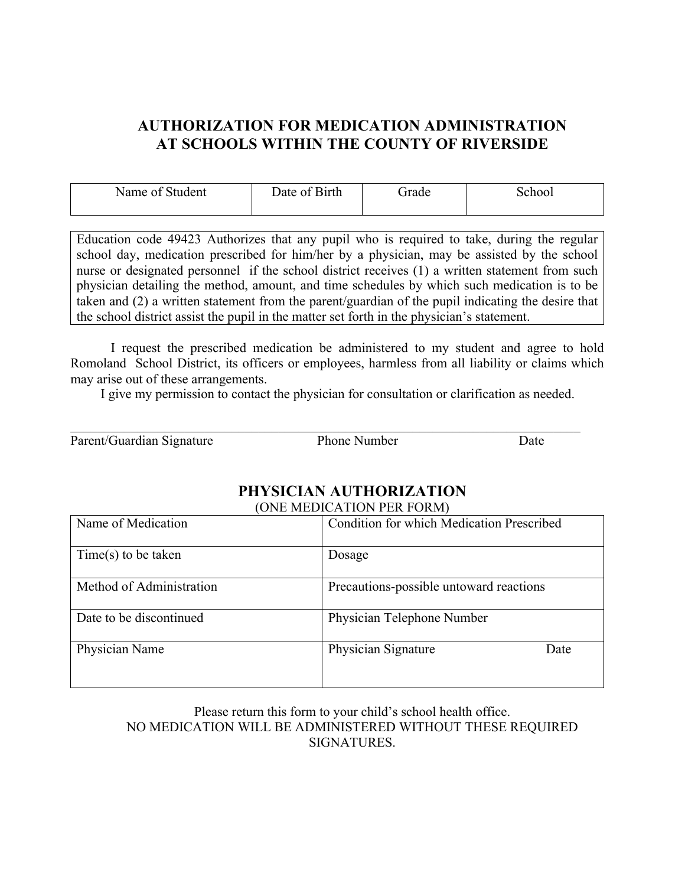# AUTHORIZATION FOR MEDICATION ADMINISTRATION AT SCHOOLS WITHIN THE COUNTY OF RIVERSIDE

| Name of Student | Date of Birth | Grade | School |
|---|---|---|---|
| | | | |

Education code 49423 Authorizes that any pupil who is required to take, during the regular school day, medication prescribed for him/her by a physician, may be assisted by the school nurse or designated personnel if the school district receives (1) a written statement from such physician detailing the method, amount, and time schedules by which such medication is to be taken and (2) a written statement from the parent/guardian of the pupil indicating the desire that the school district assist the pupil in the matter set forth in the physician's statement.

I request the prescribed medication be administered to my student and agree to hold Romoland School District, its officers or employees, harmless from all liability or claims which may arise out of these arrangements.

I give my permission to contact the physician for consultation or clarification as needed.

_______________________________________________________________

Parent/Guardian Signature Phone Number Date

## PHYSICIAN AUTHORIZATION

(ONE MEDICATION PER FORM)

| Name of Medication | Condition for which Medication Prescribed |
|---|---|
| Time(s) to be taken | Dosage |
| Method of Administration | Precautions-possible untoward reactions |
| Date to be discontinued | Physician Telephone Number |
| Physician Name | Physician Signature Date |

Please return this form to your child's school health office.

NO MEDICATION WILL BE ADMINISTERED WITHOUT THESE REQUIRED SIGNATURES.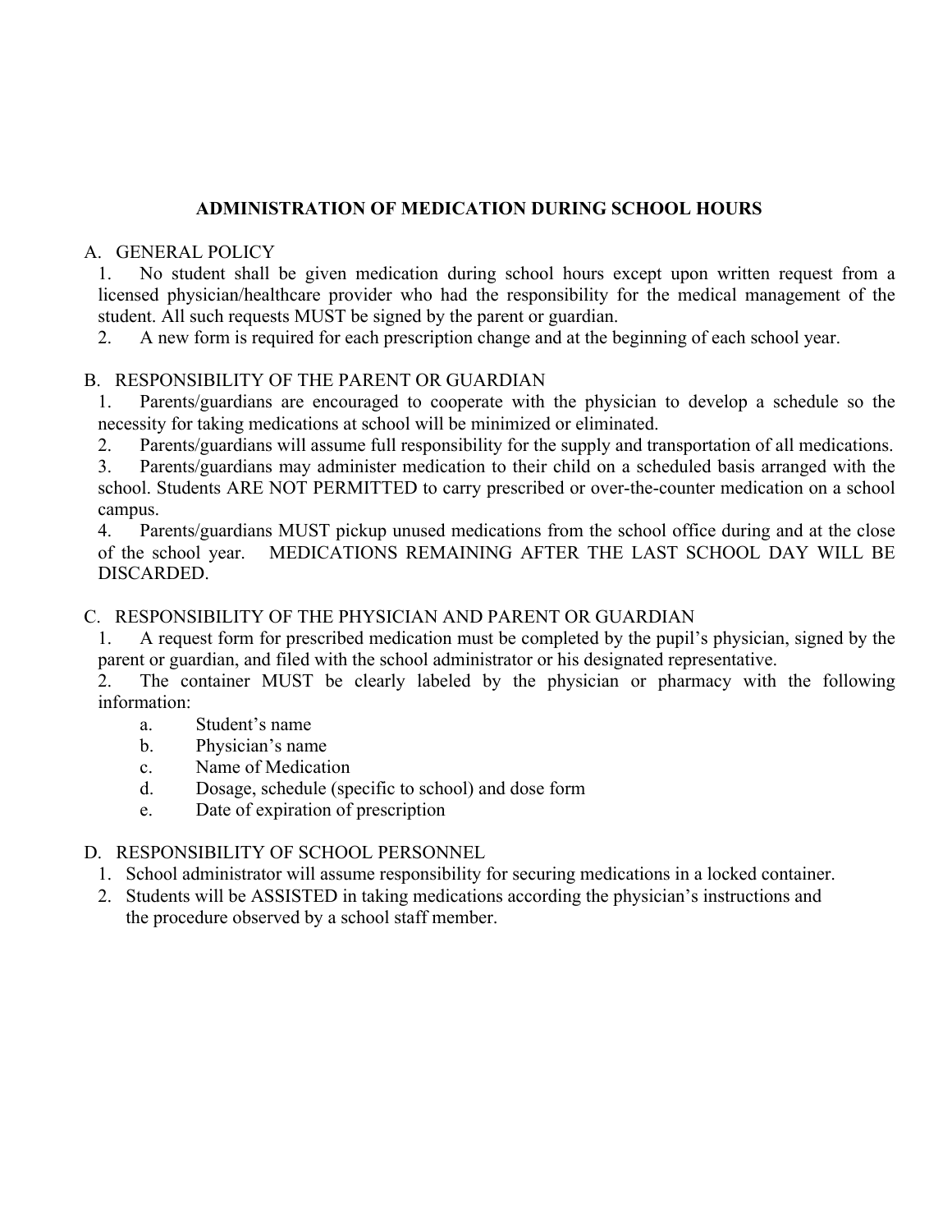## ADMINISTRATION OF MEDICATION DURING SCHOOL HOURS

A. GENERAL POLICY

1. No student shall be given medication during school hours except upon written request from a licensed physician/healthcare provider who had the responsibility for the medical management of the student. All such requests MUST be signed by the parent or guardian.
2. A new form is required for each prescription change and at the beginning of each school year.

B. RESPONSIBILITY OF THE PARENT OR GUARDIAN

1. Parents/guardians are encouraged to cooperate with the physician to develop a schedule so the necessity for taking medications at school will be minimized or eliminated.
2. Parents/guardians will assume full responsibility for the supply and transportation of all medications.
3. Parents/guardians may administer medication to their child on a scheduled basis arranged with the school. Students ARE NOT PERMITTED to carry prescribed or over-the-counter medication on a school campus.
4. Parents/guardians MUST pickup unused medications from the school office during and at the close of the school year. MEDICATIONS REMAINING AFTER THE LAST SCHOOL DAY WILL BE DISCARDED.

C. RESPONSIBILITY OF THE PHYSICIAN AND PARENT OR GUARDIAN

1. A request form for prescribed medication must be completed by the pupil's physician, signed by the parent or guardian, and filed with the school administrator or his designated representative.
2. The container MUST be clearly labeled by the physician or pharmacy with the following information:
   a. Student's name
   b. Physician's name
   c. Name of Medication
   d. Dosage, schedule (specific to school) and dose form
   e. Date of expiration of prescription

D. RESPONSIBILITY OF SCHOOL PERSONNEL

1. School administrator will assume responsibility for securing medications in a locked container.
2. Students will be ASSISTED in taking medications according the physician's instructions and the procedure observed by a school staff member.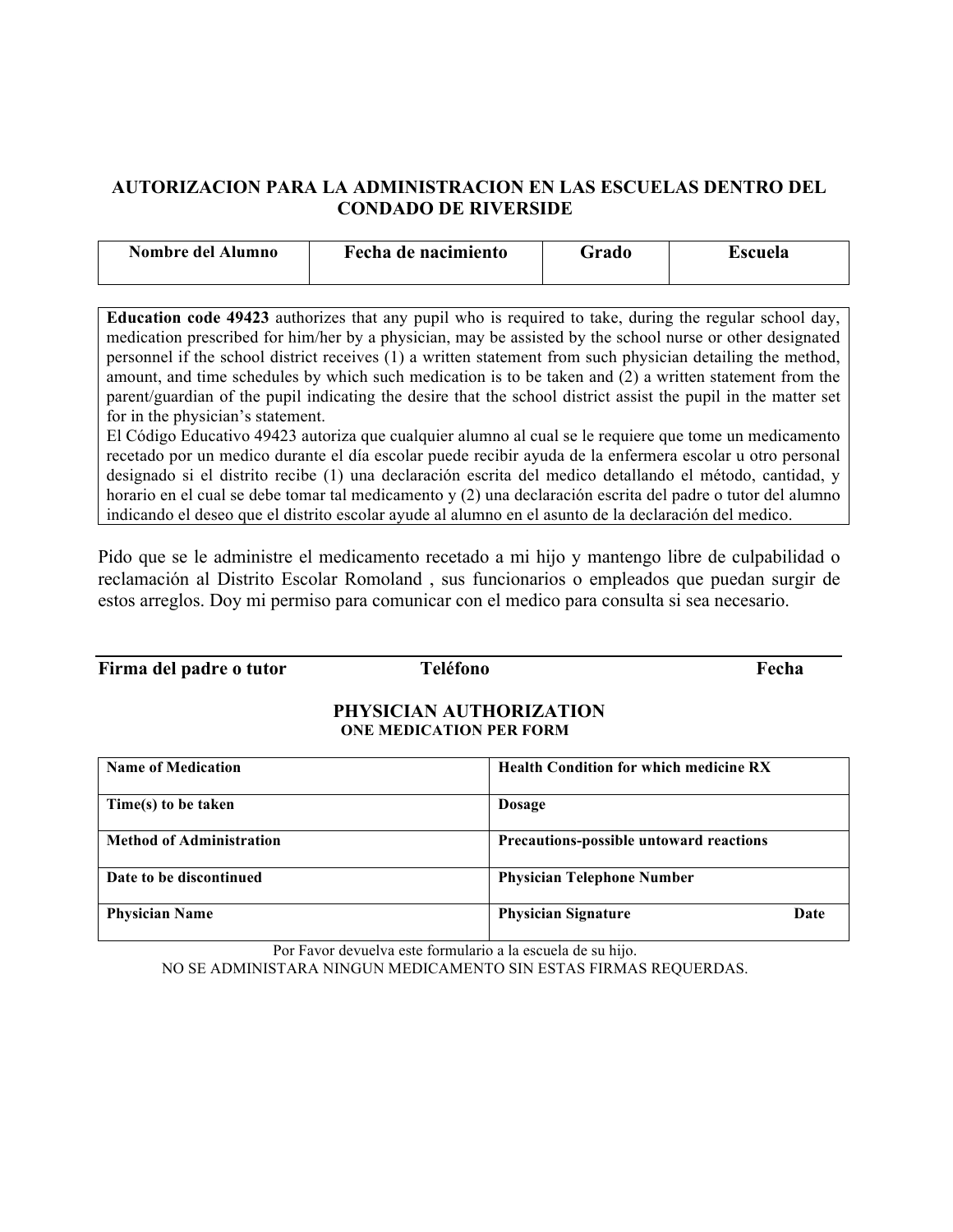## AUTORIZACION PARA LA ADMINISTRACION EN LAS ESCUELAS DENTRO DEL CONDADO DE RIVERSIDE

| Nombre del Alumno | Fecha de nacimiento | Grado | Escuela |
|---|---|---|---|
| | | | |

**Education code 49423** authorizes that any pupil who is required to take, during the regular school day, medication prescribed for him/her by a physician, may be assisted by the school nurse or other designated personnel if the school district receives (1) a written statement from such physician detailing the method, amount, and time schedules by which such medication is to be taken and (2) a written statement from the parent/guardian of the pupil indicating the desire that the school district assist the pupil in the matter set for in the physician's statement.

El Código Educativo 49423 autoriza que cualquier alumno al cual se le requiere que tome un medicamento recetado por un medico durante el día escolar puede recibir ayuda de la enfermera escolar u otro personal designado si el distrito recibe (1) una declaración escrita del medico detallando el método, cantidad, y horario en el cual se debe tomar tal medicamento y (2) una declaración escrita del padre o tutor del alumno indicando el deseo que el distrito escolar ayude al alumno en el asunto de la declaración del medico.

Pido que se le administre el medicamento recetado a mi hijo y mantengo libre de culpabilidad o reclamación al Distrito Escolar Romoland , sus funcionarios o empleados que puedan surgir de estos arreglos. Doy mi permiso para comunicar con el medico para consulta si sea necesario.

**Firma del padre o tutor** **Teléfono** **Fecha**

### PHYSICIAN AUTHORIZATION

**ONE MEDICATION PER FORM**

| | |
|---|---|
| **Name of Medication** | **Health Condition for which medicine RX** |
| **Time(s) to be taken** | **Dosage** |
| **Method of Administration** | **Precautions-possible untoward reactions** |
| **Date to be discontinued** | **Physician Telephone Number** |
| **Physician Name** | **Physician Signature** **Date** |

Por Favor devuelva este formulario a la escuela de su hijo.

NO SE ADMINISTARA NINGUN MEDICAMENTO SIN ESTAS FIRMAS REQUERDAS.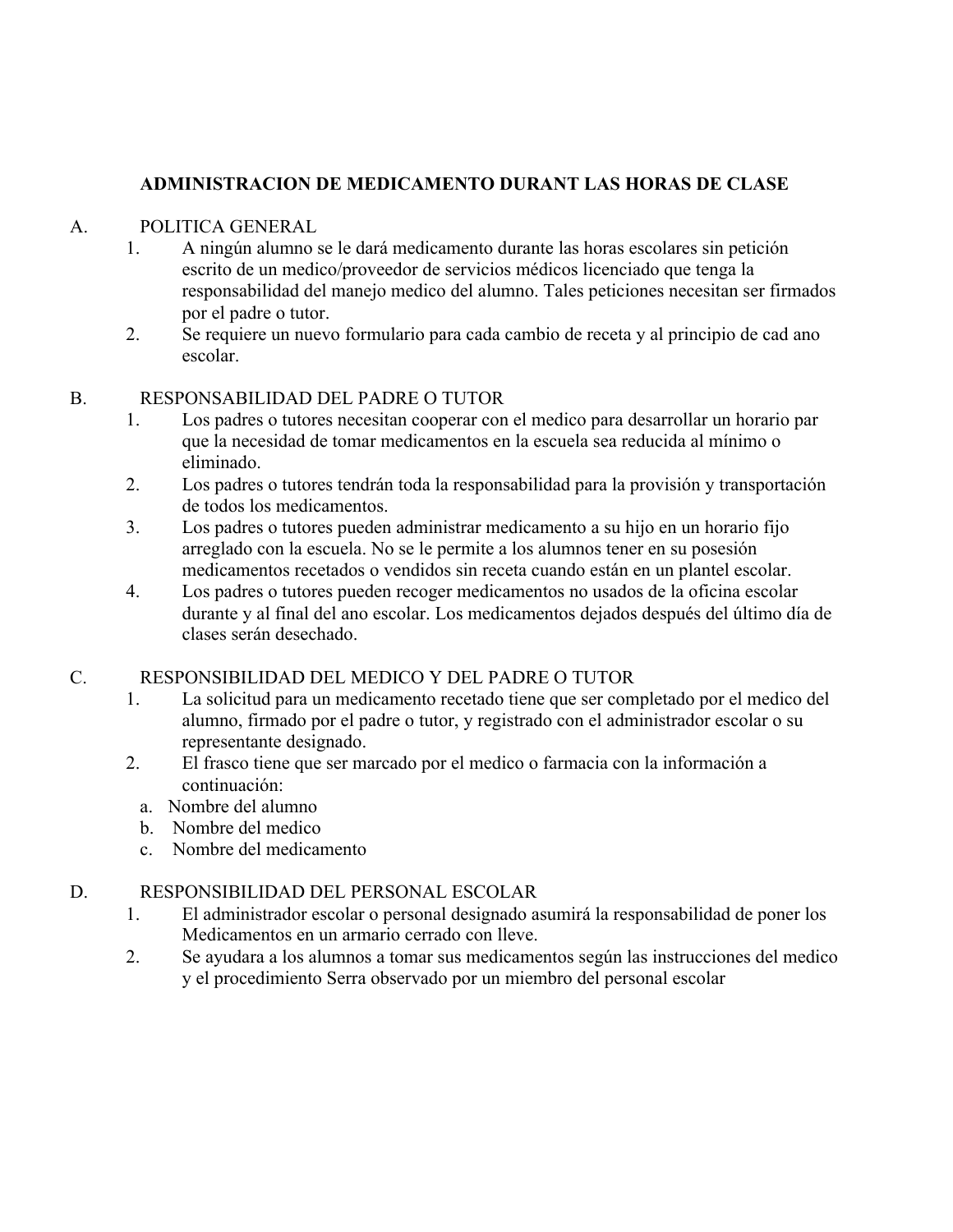## ADMINISTRACION DE MEDICAMENTO DURANT LAS HORAS DE CLASE

A. POLITICA GENERAL

1. A ningún alumno se le dará medicamento durante las horas escolares sin petición escrito de un medico/proveedor de servicios médicos licenciado que tenga la responsabilidad del manejo medico del alumno. Tales peticiones necesitan ser firmados por el padre o tutor.
2. Se requiere un nuevo formulario para cada cambio de receta y al principio de cad ano escolar.

B. RESPONSABILIDAD DEL PADRE O TUTOR

1. Los padres o tutores necesitan cooperar con el medico para desarrollar un horario par que la necesidad de tomar medicamentos en la escuela sea reducida al mínimo o eliminado.
2. Los padres o tutores tendrán toda la responsabilidad para la provisión y transportación de todos los medicamentos.
3. Los padres o tutores pueden administrar medicamento a su hijo en un horario fijo arreglado con la escuela. No se le permite a los alumnos tener en su posesión medicamentos recetados o vendidos sin receta cuando están en un plantel escolar.
4. Los padres o tutores pueden recoger medicamentos no usados de la oficina escolar durante y al final del ano escolar. Los medicamentos dejados después del último día de clases serán desechado.

C. RESPONSIBILIDAD DEL MEDICO Y DEL PADRE O TUTOR

1. La solicitud para un medicamento recetado tiene que ser completado por el medico del alumno, firmado por el padre o tutor, y registrado con el administrador escolar o su representante designado.
2. El frasco tiene que ser marcado por el medico o farmacia con la información a continuación:
   a. Nombre del alumno
   b. Nombre del medico
   c. Nombre del medicamento

D. RESPONSIBILIDAD DEL PERSONAL ESCOLAR

1. El administrador escolar o personal designado asumirá la responsabilidad de poner los Medicamentos en un armario cerrado con lleve.
2. Se ayudara a los alumnos a tomar sus medicamentos según las instrucciones del medico y el procedimiento Serra observado por un miembro del personal escolar